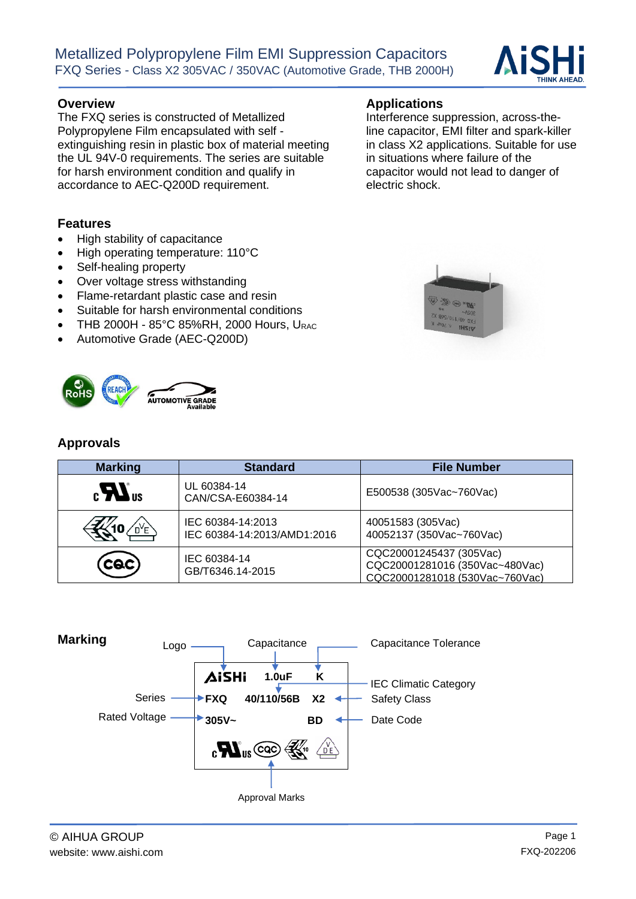# Metallized Polypropylene Film EMI Suppression Capacitors

FXQ Series - Class X2 305VAC / 350VAC (Automotive Grade, THB 2000H)

## Overview

The FXQ series is constructed of Metallized Polypropylene Film encapsulated with self - extinguishing resin in plastic box of material meeting the UL 94V-0 requirements. The series are suitable for harsh environment condition and qualify in accordance to AEC-Q200D requirement.

## Applications

Interference suppression, across-the-line capacitor, EMI filter and spark-killer in class X2 applications. Suitable for use in situations where failure of the capacitor would not lead to danger of electric shock.

## Features

- High stability of capacitance
- High operating temperature: 110°C
- Self-healing property
- Over voltage stress withstanding
- Flame-retardant plastic case and resin
- Suitable for harsh environmental conditions
- THB 2000H - 85°C 85%RH, 2000 Hours, $U_{RAC}$
- Automotive Grade (AEC-Q200D)

RoHS REACH AUTOMOTIVE GRADE Available

## Approvals

| Marking | Standard | File Number |
|---|---|---|
| cULus | UL 60384-14<br>CAN/CSA-E60384-14 | E500538 (305Vac~760Vac) |
| ENEC 10 / VDE | IEC 60384-14:2013<br>IEC 60384-14:2013/AMD1:2016 | 40051583 (305Vac)<br>40052137 (350Vac~760Vac) |
| CQC | IEC 60384-14<br>GB/T6346.14-2015 | CQC20001245437 (305Vac)<br>CQC20001281016 (350Vac~480Vac)<br>CQC20001281018 (530Vac~760Vac) |

## Marking

| Label | Marking |
|---|---|
| Logo | AiSHi |
| Capacitance | 1.0uF |
| Capacitance Tolerance | K |
| Series | FXQ |
| IEC Climatic Category | 40/110/56B |
| Safety Class | X2 |
| Rated Voltage | 305V~ |
| Date Code | BD |
| Approval Marks | cULus, CQC, ENEC 10, VDE |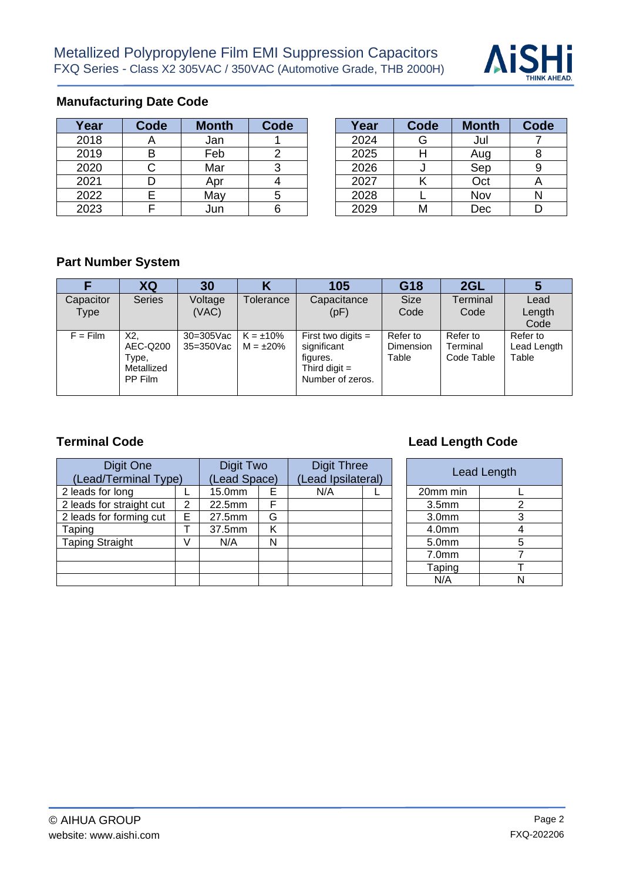## Manufacturing Date Code

| Year | Code | Month | Code |
|---|---|---|---|
| 2018 | A | Jan | 1 |
| 2019 | B | Feb | 2 |
| 2020 | C | Mar | 3 |
| 2021 | D | Apr | 4 |
| 2022 | E | May | 5 |
| 2023 | F | Jun | 6 |

| Year | Code | Month | Code |
|---|---|---|---|
| 2024 | G | Jul | 7 |
| 2025 | H | Aug | 8 |
| 2026 | J | Sep | 9 |
| 2027 | K | Oct | A |
| 2028 | L | Nov | N |
| 2029 | M | Dec | D |

## Part Number System

| F | XQ | 30 | K | 105 | G18 | 2GL | 5 |
|---|---|---|---|---|---|---|---|
| Capacitor Type | Series | Voltage (VAC) | Tolerance | Capacitance (pF) | Size Code | Terminal Code | Lead Length Code |
| F = Film | X2, AEC-Q200 Type, Metallized PP Film | 30=305Vac 35=350Vac | K = ±10% M = ±20% | First two digits = significant figures. Third digit = Number of zeros. | Refer to Dimension Table | Refer to Terminal Code Table | Refer to Lead Length Table |

## Terminal Code

| Digit One (Lead/Terminal Type) | | Digit Two (Lead Space) | | Digit Three (Lead Ipsilateral) | |
|---|---|---|---|---|---|
| 2 leads for long | L | 15.0mm | E | N/A | L |
| 2 leads for straight cut | 2 | 22.5mm | F | | |
| 2 leads for forming cut | E | 27.5mm | G | | |
| Taping | T | 37.5mm | K | | |
| Taping Straight | V | N/A | N | | |
| | | | | | |
| | | | | | |
| | | | | | |

## Lead Length Code

| Lead Length | |
|---|---|
| 20mm min | L |
| 3.5mm | 2 |
| 3.0mm | 3 |
| 4.0mm | 4 |
| 5.0mm | 5 |
| 7.0mm | 7 |
| Taping | T |
| N/A | N |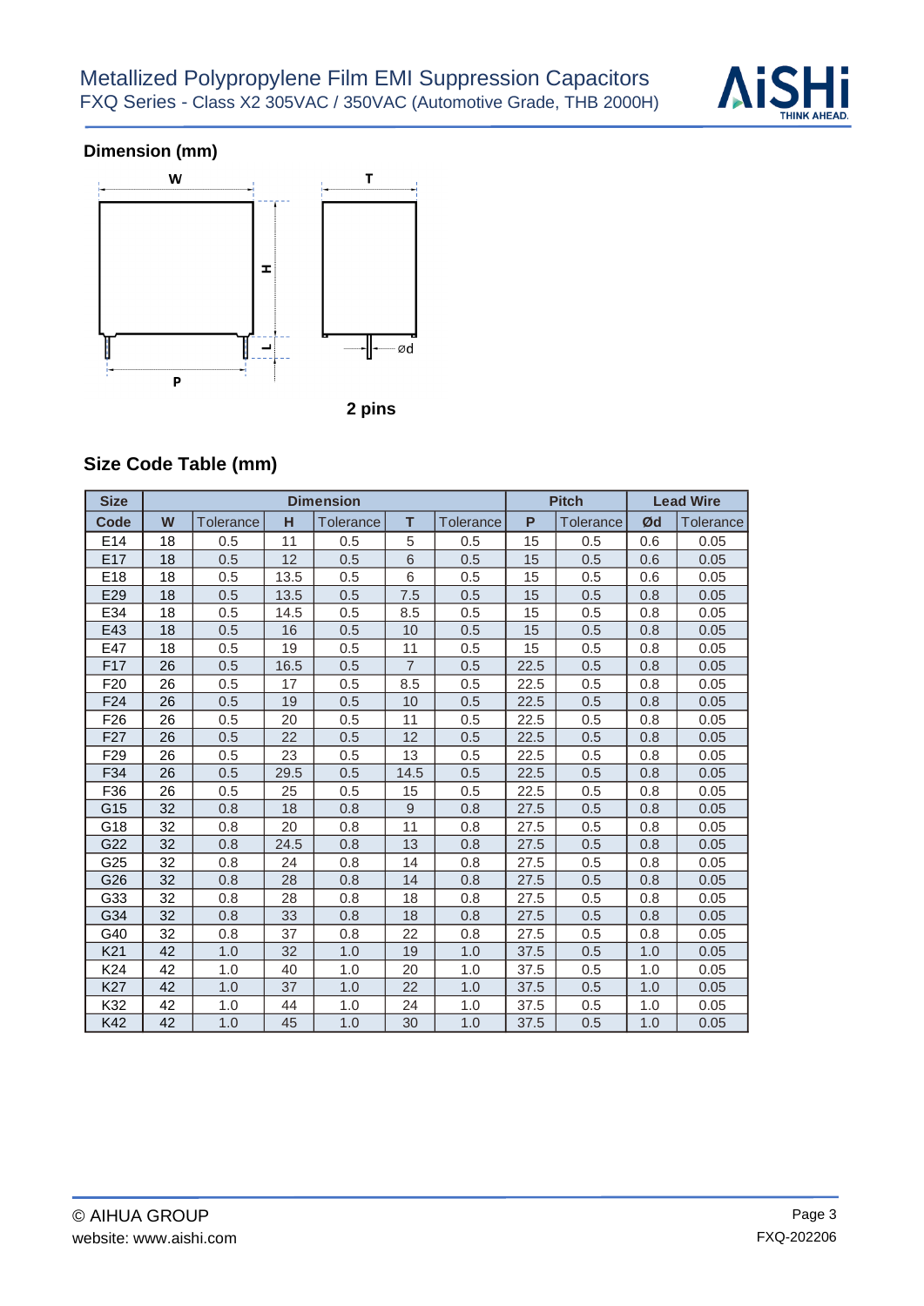## Dimension (mm)

2 pins

## Size Code Table (mm)

| Size | Dimension | | | | | | Pitch | | Lead Wire | |
|---|---|---|---|---|---|---|---|---|---|---|
| Code | W | Tolerance | H | Tolerance | T | Tolerance | P | Tolerance | Ød | Tolerance |
| E14 | 18 | 0.5 | 11 | 0.5 | 5 | 0.5 | 15 | 0.5 | 0.6 | 0.05 |
| E17 | 18 | 0.5 | 12 | 0.5 | 6 | 0.5 | 15 | 0.5 | 0.6 | 0.05 |
| E18 | 18 | 0.5 | 13.5 | 0.5 | 6 | 0.5 | 15 | 0.5 | 0.6 | 0.05 |
| E29 | 18 | 0.5 | 13.5 | 0.5 | 7.5 | 0.5 | 15 | 0.5 | 0.8 | 0.05 |
| E34 | 18 | 0.5 | 14.5 | 0.5 | 8.5 | 0.5 | 15 | 0.5 | 0.8 | 0.05 |
| E43 | 18 | 0.5 | 16 | 0.5 | 10 | 0.5 | 15 | 0.5 | 0.8 | 0.05 |
| E47 | 18 | 0.5 | 19 | 0.5 | 11 | 0.5 | 15 | 0.5 | 0.8 | 0.05 |
| F17 | 26 | 0.5 | 16.5 | 0.5 | 7 | 0.5 | 22.5 | 0.5 | 0.8 | 0.05 |
| F20 | 26 | 0.5 | 17 | 0.5 | 8.5 | 0.5 | 22.5 | 0.5 | 0.8 | 0.05 |
| F24 | 26 | 0.5 | 19 | 0.5 | 10 | 0.5 | 22.5 | 0.5 | 0.8 | 0.05 |
| F26 | 26 | 0.5 | 20 | 0.5 | 11 | 0.5 | 22.5 | 0.5 | 0.8 | 0.05 |
| F27 | 26 | 0.5 | 22 | 0.5 | 12 | 0.5 | 22.5 | 0.5 | 0.8 | 0.05 |
| F29 | 26 | 0.5 | 23 | 0.5 | 13 | 0.5 | 22.5 | 0.5 | 0.8 | 0.05 |
| F34 | 26 | 0.5 | 29.5 | 0.5 | 14.5 | 0.5 | 22.5 | 0.5 | 0.8 | 0.05 |
| F36 | 26 | 0.5 | 25 | 0.5 | 15 | 0.5 | 22.5 | 0.5 | 0.8 | 0.05 |
| G15 | 32 | 0.8 | 18 | 0.8 | 9 | 0.8 | 27.5 | 0.5 | 0.8 | 0.05 |
| G18 | 32 | 0.8 | 20 | 0.8 | 11 | 0.8 | 27.5 | 0.5 | 0.8 | 0.05 |
| G22 | 32 | 0.8 | 24.5 | 0.8 | 13 | 0.8 | 27.5 | 0.5 | 0.8 | 0.05 |
| G25 | 32 | 0.8 | 24 | 0.8 | 14 | 0.8 | 27.5 | 0.5 | 0.8 | 0.05 |
| G26 | 32 | 0.8 | 28 | 0.8 | 14 | 0.8 | 27.5 | 0.5 | 0.8 | 0.05 |
| G33 | 32 | 0.8 | 28 | 0.8 | 18 | 0.8 | 27.5 | 0.5 | 0.8 | 0.05 |
| G34 | 32 | 0.8 | 33 | 0.8 | 18 | 0.8 | 27.5 | 0.5 | 0.8 | 0.05 |
| G40 | 32 | 0.8 | 37 | 0.8 | 22 | 0.8 | 27.5 | 0.5 | 0.8 | 0.05 |
| K21 | 42 | 1.0 | 32 | 1.0 | 19 | 1.0 | 37.5 | 0.5 | 1.0 | 0.05 |
| K24 | 42 | 1.0 | 40 | 1.0 | 20 | 1.0 | 37.5 | 0.5 | 1.0 | 0.05 |
| K27 | 42 | 1.0 | 37 | 1.0 | 22 | 1.0 | 37.5 | 0.5 | 1.0 | 0.05 |
| K32 | 42 | 1.0 | 44 | 1.0 | 24 | 1.0 | 37.5 | 0.5 | 1.0 | 0.05 |
| K42 | 42 | 1.0 | 45 | 1.0 | 30 | 1.0 | 37.5 | 0.5 | 1.0 | 0.05 |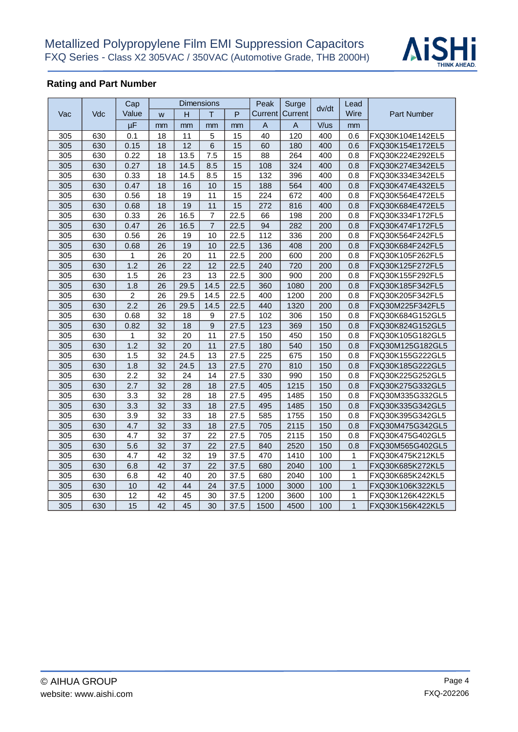# Metallized Polypropylene Film EMI Suppression Capacitors

FXQ Series - Class X2 305VAC / 350VAC (Automotive Grade, THB 2000H)

## Rating and Part Number

| Vac | Vdc | Cap Value | Dimensions | | | | Peak Current | Surge Current | dv/dt | Lead Wire | Part Number |
|---|---|---|---|---|---|---|---|---|---|---|---|
| | | | W | H | T | P | | | | | |
| | | μF | mm | mm | mm | mm | A | A | V/us | mm | |
| 305 | 630 | 0.1 | 18 | 11 | 5 | 15 | 40 | 120 | 400 | 0.6 | FXQ30K104E142EL5 |
| 305 | 630 | 0.15 | 18 | 12 | 6 | 15 | 60 | 180 | 400 | 0.6 | FXQ30K154E172EL5 |
| 305 | 630 | 0.22 | 18 | 13.5 | 7.5 | 15 | 88 | 264 | 400 | 0.8 | FXQ30K224E292EL5 |
| 305 | 630 | 0.27 | 18 | 14.5 | 8.5 | 15 | 108 | 324 | 400 | 0.8 | FXQ30K274E342EL5 |
| 305 | 630 | 0.33 | 18 | 14.5 | 8.5 | 15 | 132 | 396 | 400 | 0.8 | FXQ30K334E342EL5 |
| 305 | 630 | 0.47 | 18 | 16 | 10 | 15 | 188 | 564 | 400 | 0.8 | FXQ30K474E432EL5 |
| 305 | 630 | 0.56 | 18 | 19 | 11 | 15 | 224 | 672 | 400 | 0.8 | FXQ30K564E472EL5 |
| 305 | 630 | 0.68 | 18 | 19 | 11 | 15 | 272 | 816 | 400 | 0.8 | FXQ30K684E472EL5 |
| 305 | 630 | 0.33 | 26 | 16.5 | 7 | 22.5 | 66 | 198 | 200 | 0.8 | FXQ30K334F172FL5 |
| 305 | 630 | 0.47 | 26 | 16.5 | 7 | 22.5 | 94 | 282 | 200 | 0.8 | FXQ30K474F172FL5 |
| 305 | 630 | 0.56 | 26 | 19 | 10 | 22.5 | 112 | 336 | 200 | 0.8 | FXQ30K564F242FL5 |
| 305 | 630 | 0.68 | 26 | 19 | 10 | 22.5 | 136 | 408 | 200 | 0.8 | FXQ30K684F242FL5 |
| 305 | 630 | 1 | 26 | 20 | 11 | 22.5 | 200 | 600 | 200 | 0.8 | FXQ30K105F262FL5 |
| 305 | 630 | 1.2 | 26 | 22 | 12 | 22.5 | 240 | 720 | 200 | 0.8 | FXQ30K125F272FL5 |
| 305 | 630 | 1.5 | 26 | 23 | 13 | 22.5 | 300 | 900 | 200 | 0.8 | FXQ30K155F292FL5 |
| 305 | 630 | 1.8 | 26 | 29.5 | 14.5 | 22.5 | 360 | 1080 | 200 | 0.8 | FXQ30K185F342FL5 |
| 305 | 630 | 2 | 26 | 29.5 | 14.5 | 22.5 | 400 | 1200 | 200 | 0.8 | FXQ30K205F342FL5 |
| 305 | 630 | 2.2 | 26 | 29.5 | 14.5 | 22.5 | 440 | 1320 | 200 | 0.8 | FXQ30M225F342FL5 |
| 305 | 630 | 0.68 | 32 | 18 | 9 | 27.5 | 102 | 306 | 150 | 0.8 | FXQ30K684G152GL5 |
| 305 | 630 | 0.82 | 32 | 18 | 9 | 27.5 | 123 | 369 | 150 | 0.8 | FXQ30K824G152GL5 |
| 305 | 630 | 1 | 32 | 20 | 11 | 27.5 | 150 | 450 | 150 | 0.8 | FXQ30K105G182GL5 |
| 305 | 630 | 1.2 | 32 | 20 | 11 | 27.5 | 180 | 540 | 150 | 0.8 | FXQ30M125G182GL5 |
| 305 | 630 | 1.5 | 32 | 24.5 | 13 | 27.5 | 225 | 675 | 150 | 0.8 | FXQ30K155G222GL5 |
| 305 | 630 | 1.8 | 32 | 24.5 | 13 | 27.5 | 270 | 810 | 150 | 0.8 | FXQ30K185G222GL5 |
| 305 | 630 | 2.2 | 32 | 24 | 14 | 27.5 | 330 | 990 | 150 | 0.8 | FXQ30K225G252GL5 |
| 305 | 630 | 2.7 | 32 | 28 | 18 | 27.5 | 405 | 1215 | 150 | 0.8 | FXQ30K275G332GL5 |
| 305 | 630 | 3.3 | 32 | 28 | 18 | 27.5 | 495 | 1485 | 150 | 0.8 | FXQ30M335G332GL5 |
| 305 | 630 | 3.3 | 32 | 33 | 18 | 27.5 | 495 | 1485 | 150 | 0.8 | FXQ30K335G342GL5 |
| 305 | 630 | 3.9 | 32 | 33 | 18 | 27.5 | 585 | 1755 | 150 | 0.8 | FXQ30K395G342GL5 |
| 305 | 630 | 4.7 | 32 | 33 | 18 | 27.5 | 705 | 2115 | 150 | 0.8 | FXQ30M475G342GL5 |
| 305 | 630 | 4.7 | 32 | 37 | 22 | 27.5 | 705 | 2115 | 150 | 0.8 | FXQ30K475G402GL5 |
| 305 | 630 | 5.6 | 32 | 37 | 22 | 27.5 | 840 | 2520 | 150 | 0.8 | FXQ30M565G402GL5 |
| 305 | 630 | 4.7 | 42 | 32 | 19 | 37.5 | 470 | 1410 | 100 | 1 | FXQ30K475K212KL5 |
| 305 | 630 | 6.8 | 42 | 37 | 22 | 37.5 | 680 | 2040 | 100 | 1 | FXQ30K685K272KL5 |
| 305 | 630 | 6.8 | 42 | 40 | 20 | 37.5 | 680 | 2040 | 100 | 1 | FXQ30K685K242KL5 |
| 305 | 630 | 10 | 42 | 44 | 24 | 37.5 | 1000 | 3000 | 100 | 1 | FXQ30K106K322KL5 |
| 305 | 630 | 12 | 42 | 45 | 30 | 37.5 | 1200 | 3600 | 100 | 1 | FXQ30K126K422KL5 |
| 305 | 630 | 15 | 42 | 45 | 30 | 37.5 | 1500 | 4500 | 100 | 1 | FXQ30K156K422KL5 |

© AIHUA GROUP
website: www.aishi.com

FXQ-202206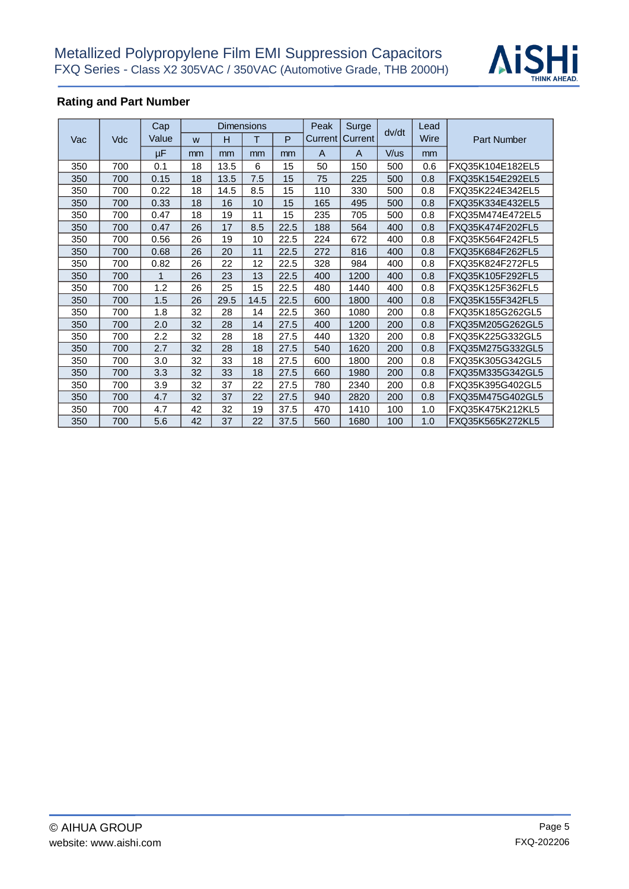## Rating and Part Number

| Vac | Vdc | Cap Value | Dimensions | | | | Peak Current | Surge Current | dv/dt | Lead Wire | Part Number |
|---|---|---|---|---|---|---|---|---|---|---|---|
| | | | W | H | T | P | | | | | |
| | | μF | mm | mm | mm | mm | A | A | V/us | mm | |
| 350 | 700 | 0.1 | 18 | 13.5 | 6 | 15 | 50 | 150 | 500 | 0.6 | FXQ35K104E182EL5 |
| 350 | 700 | 0.15 | 18 | 13.5 | 7.5 | 15 | 75 | 225 | 500 | 0.8 | FXQ35K154E292EL5 |
| 350 | 700 | 0.22 | 18 | 14.5 | 8.5 | 15 | 110 | 330 | 500 | 0.8 | FXQ35K224E342EL5 |
| 350 | 700 | 0.33 | 18 | 16 | 10 | 15 | 165 | 495 | 500 | 0.8 | FXQ35K334E432EL5 |
| 350 | 700 | 0.47 | 18 | 19 | 11 | 15 | 235 | 705 | 500 | 0.8 | FXQ35M474E472EL5 |
| 350 | 700 | 0.47 | 26 | 17 | 8.5 | 22.5 | 188 | 564 | 400 | 0.8 | FXQ35K474F202FL5 |
| 350 | 700 | 0.56 | 26 | 19 | 10 | 22.5 | 224 | 672 | 400 | 0.8 | FXQ35K564F242FL5 |
| 350 | 700 | 0.68 | 26 | 20 | 11 | 22.5 | 272 | 816 | 400 | 0.8 | FXQ35K684F262FL5 |
| 350 | 700 | 0.82 | 26 | 22 | 12 | 22.5 | 328 | 984 | 400 | 0.8 | FXQ35K824F272FL5 |
| 350 | 700 | 1 | 26 | 23 | 13 | 22.5 | 400 | 1200 | 400 | 0.8 | FXQ35K105F292FL5 |
| 350 | 700 | 1.2 | 26 | 25 | 15 | 22.5 | 480 | 1440 | 400 | 0.8 | FXQ35K125F362FL5 |
| 350 | 700 | 1.5 | 26 | 29.5 | 14.5 | 22.5 | 600 | 1800 | 400 | 0.8 | FXQ35K155F342FL5 |
| 350 | 700 | 1.8 | 32 | 28 | 14 | 22.5 | 360 | 1080 | 200 | 0.8 | FXQ35K185G262GL5 |
| 350 | 700 | 2.0 | 32 | 28 | 14 | 27.5 | 400 | 1200 | 200 | 0.8 | FXQ35M205G262GL5 |
| 350 | 700 | 2.2 | 32 | 28 | 18 | 27.5 | 440 | 1320 | 200 | 0.8 | FXQ35K225G332GL5 |
| 350 | 700 | 2.7 | 32 | 28 | 18 | 27.5 | 540 | 1620 | 200 | 0.8 | FXQ35M275G332GL5 |
| 350 | 700 | 3.0 | 32 | 33 | 18 | 27.5 | 600 | 1800 | 200 | 0.8 | FXQ35K305G342GL5 |
| 350 | 700 | 3.3 | 32 | 33 | 18 | 27.5 | 660 | 1980 | 200 | 0.8 | FXQ35M335G342GL5 |
| 350 | 700 | 3.9 | 32 | 37 | 22 | 27.5 | 780 | 2340 | 200 | 0.8 | FXQ35K395G402GL5 |
| 350 | 700 | 4.7 | 32 | 37 | 22 | 27.5 | 940 | 2820 | 200 | 0.8 | FXQ35M475G402GL5 |
| 350 | 700 | 4.7 | 42 | 32 | 19 | 37.5 | 470 | 1410 | 100 | 1.0 | FXQ35K475K212KL5 |
| 350 | 700 | 5.6 | 42 | 37 | 22 | 37.5 | 560 | 1680 | 100 | 1.0 | FXQ35K565K272KL5 |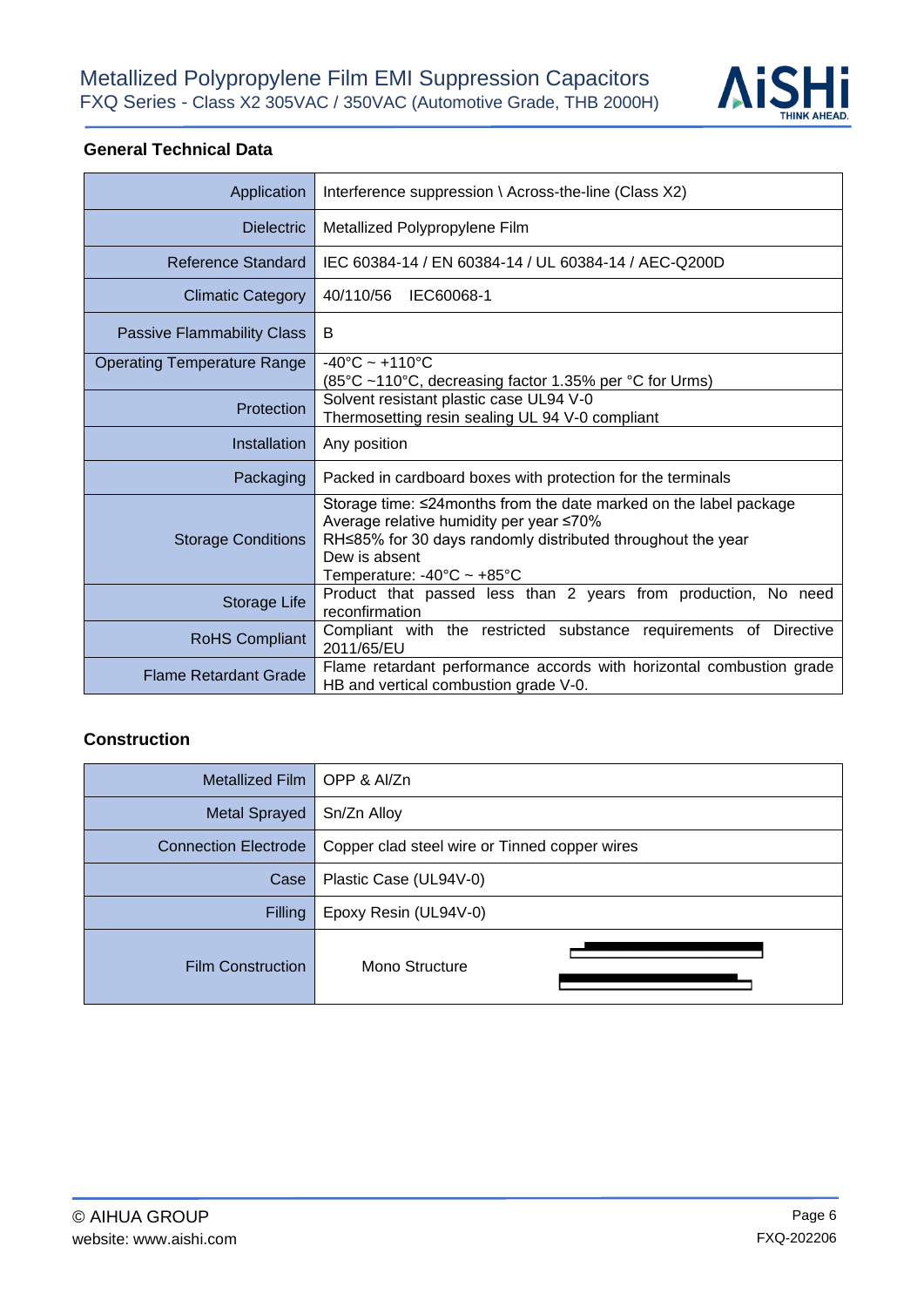## General Technical Data

| | |
|---|---|
| Application | Interference suppression \ Across-the-line (Class X2) |
| Dielectric | Metallized Polypropylene Film |
| Reference Standard | IEC 60384-14 / EN 60384-14 / UL 60384-14 / AEC-Q200D |
| Climatic Category | 40/110/56 IEC60068-1 |
| Passive Flammability Class | B |
| Operating Temperature Range | -40°C ~ +110°C<br>(85°C ~110°C, decreasing factor 1.35% per °C for Urms) |
| Protection | Solvent resistant plastic case UL94 V-0<br>Thermosetting resin sealing UL 94 V-0 compliant |
| Installation | Any position |
| Packaging | Packed in cardboard boxes with protection for the terminals |
| Storage Conditions | Storage time: ≤24months from the date marked on the label package<br>Average relative humidity per year ≤70%<br>RH≤85% for 30 days randomly distributed throughout the year<br>Dew is absent<br>Temperature: -40°C ~ +85°C |
| Storage Life | Product that passed less than 2 years from production, No need reconfirmation |
| RoHS Compliant | Compliant with the restricted substance requirements of Directive 2011/65/EU |
| Flame Retardant Grade | Flame retardant performance accords with horizontal combustion grade HB and vertical combustion grade V-0. |

## Construction

| | |
|---|---|
| Metallized Film | OPP & Al/Zn |
| Metal Sprayed | Sn/Zn Alloy |
| Connection Electrode | Copper clad steel wire or Tinned copper wires |
| Case | Plastic Case (UL94V-0) |
| Filling | Epoxy Resin (UL94V-0) |
| Film Construction | Mono Structure |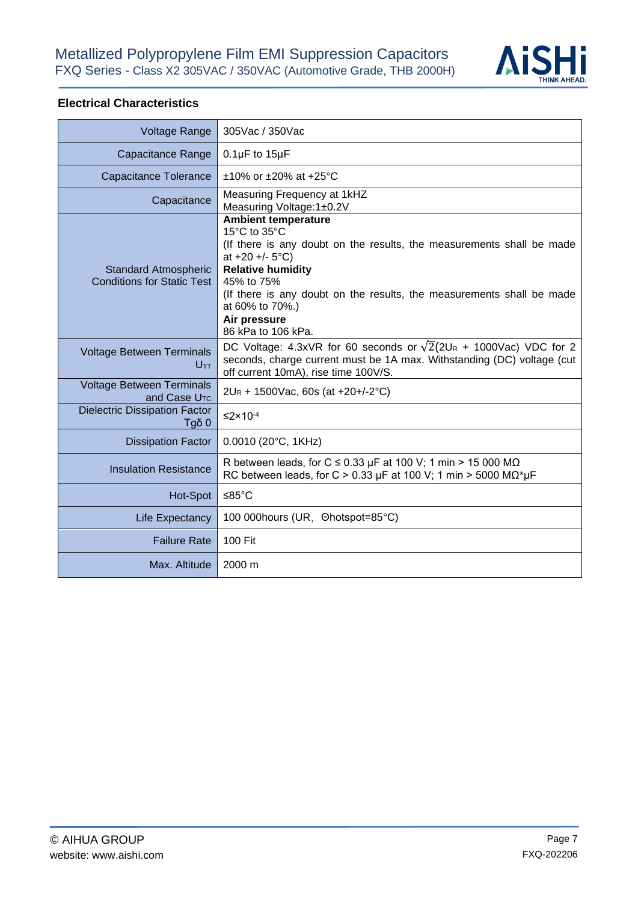## Electrical Characteristics

| | |
|---|---|
| Voltage Range | 305Vac / 350Vac |
| Capacitance Range | 0.1μF to 15μF |
| Capacitance Tolerance | ±10% or ±20% at +25°C |
| Capacitance | Measuring Frequency at 1kHZ<br>Measuring Voltage:1±0.2V |
| Standard Atmospheric Conditions for Static Test | **Ambient temperature**<br>15°C to 35°C<br>(If there is any doubt on the results, the measurements shall be made at +20 +/- 5°C)<br>**Relative humidity**<br>45% to 75%<br>(If there is any doubt on the results, the measurements shall be made at 60% to 70%.)<br>**Air pressure**<br>86 kPa to 106 kPa. |
| Voltage Between Terminals $U_{TT}$ | DC Voltage: 4.3xVR for 60 seconds or $\sqrt{2}(2U_R$ + 1000Vac) VDC for 2 seconds, charge current must be 1A max. Withstanding (DC) voltage (cut off current 10mA), rise time 100V/S. |
| Voltage Between Terminals and Case $U_{TC}$ | $2U_R$ + 1500Vac, 60s (at +20+/-2°C) |
| Dielectric Dissipation Factor Tgδ 0 | $\leq 2\times10^{-4}$ |
| Dissipation Factor | 0.0010 (20°C, 1KHz) |
| Insulation Resistance | R between leads, for C ≤ 0.33 μF at 100 V; 1 min > 15 000 MΩ<br>RC between leads, for C > 0.33 μF at 100 V; 1 min > 5000 MΩ*μF |
| Hot-Spot | ≤85°C |
| Life Expectancy | 100 000hours (UR, Θhotspot=85°C) |
| Failure Rate | 100 Fit |
| Max. Altitude | 2000 m |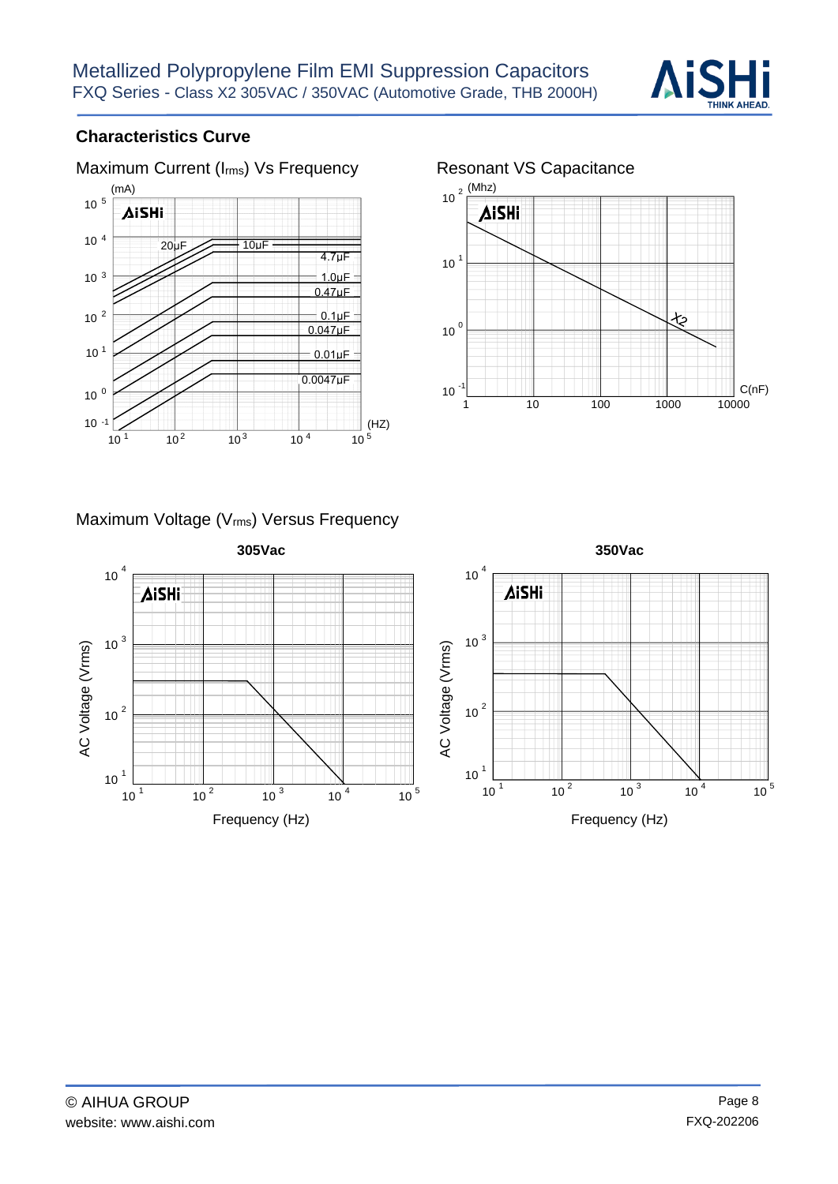## Characteristics Curve

Maximum Current ($I_{rms}$) Vs Frequency

(mA)

$10^5$, $10^4$, $10^3$, $10^2$, $10^1$, $10^0$, $10^{-1}$

20μF, 10μF, 4.7μF, 1.0μF, 0.47μF, 0.1μF, 0.047μF, 0.01μF, 0.0047μF

$10^1$, $10^2$, $10^3$, $10^4$, $10^5$ (HZ)

Resonant VS Capacitance

(Mhz)

$10^2$, $10^1$, $10^0$, $10^{-1}$

X2

1, 10, 100, 1000, 10000 C(nF)

Maximum Voltage ($V_{rms}$) Versus Frequency

**305Vac**

AC Voltage (Vrms): $10^4$, $10^3$, $10^2$, $10^1$

Frequency (Hz): $10^1$, $10^2$, $10^3$, $10^4$, $10^5$

**350Vac**

AC Voltage (Vrms): $10^4$, $10^3$, $10^2$, $10^1$

Frequency (Hz): $10^1$, $10^2$, $10^3$, $10^4$, $10^5$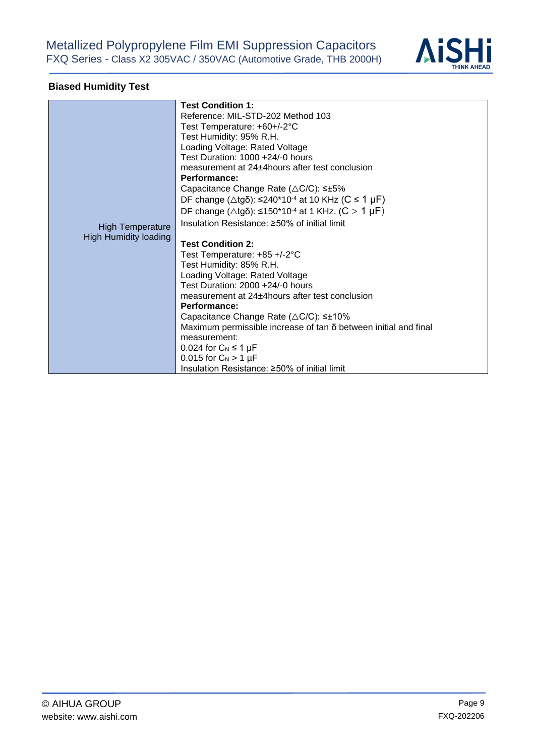## Biased Humidity Test

| | |
|---|---|
| High Temperature High Humidity loading | **Test Condition 1:**<br>Reference: MIL-STD-202 Method 103<br>Test Temperature: +60+/-2°C<br>Test Humidity: 95% R.H.<br>Loading Voltage: Rated Voltage<br>Test Duration: 1000 +24/-0 hours<br>measurement at 24±4hours after test conclusion<br>**Performance:**<br>Capacitance Change Rate (△C/C): ≤±5%<br>DF change (△tgδ): ≤240\*$10^{-4}$ at 10 KHz (C ≤ 1 μF)<br>DF change (△tgδ): ≤150\*$10^{-4}$ at 1 KHz. (C > 1 μF)<br>Insulation Resistance: ≥50% of initial limit<br><br>**Test Condition 2:**<br>Test Temperature: +85 +/-2°C<br>Test Humidity: 85% R.H.<br>Loading Voltage: Rated Voltage<br>Test Duration: 2000 +24/-0 hours<br>measurement at 24±4hours after test conclusion<br>**Performance:**<br>Capacitance Change Rate (△C/C): ≤±10%<br>Maximum permissible increase of tan δ between initial and final measurement:<br>0.024 for $C_N$ ≤ 1 μF<br>0.015 for $C_N$ > 1 μF<br>Insulation Resistance: ≥50% of initial limit |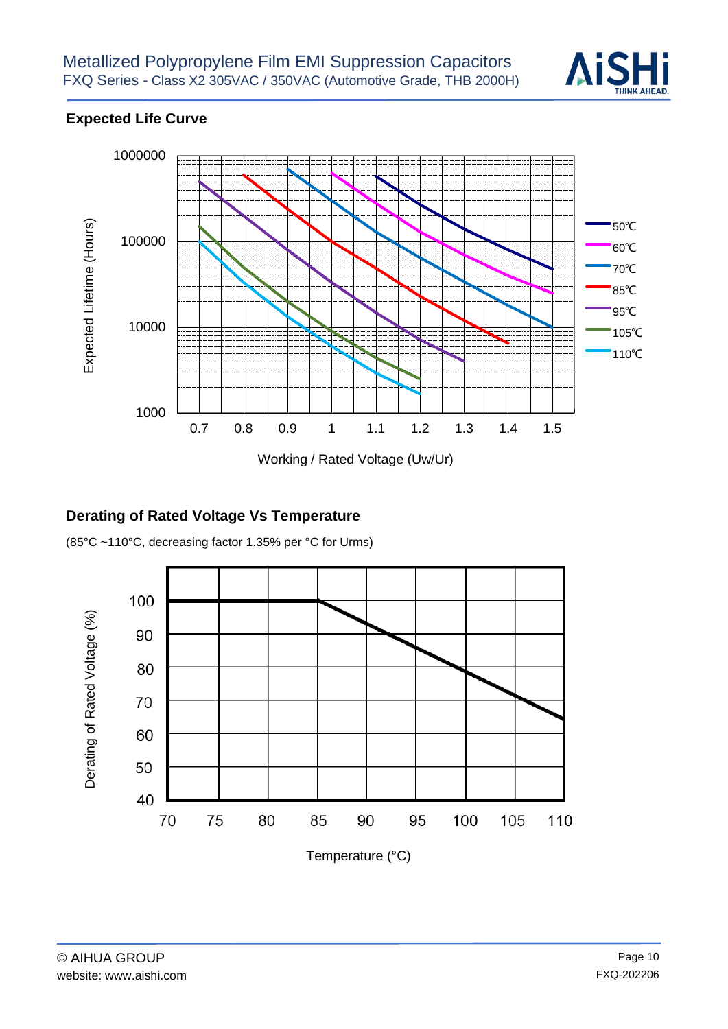## Expected Life Curve

## Derating of Rated Voltage Vs Temperature

(85°C ~110°C, decreasing factor 1.35% per °C for Urms)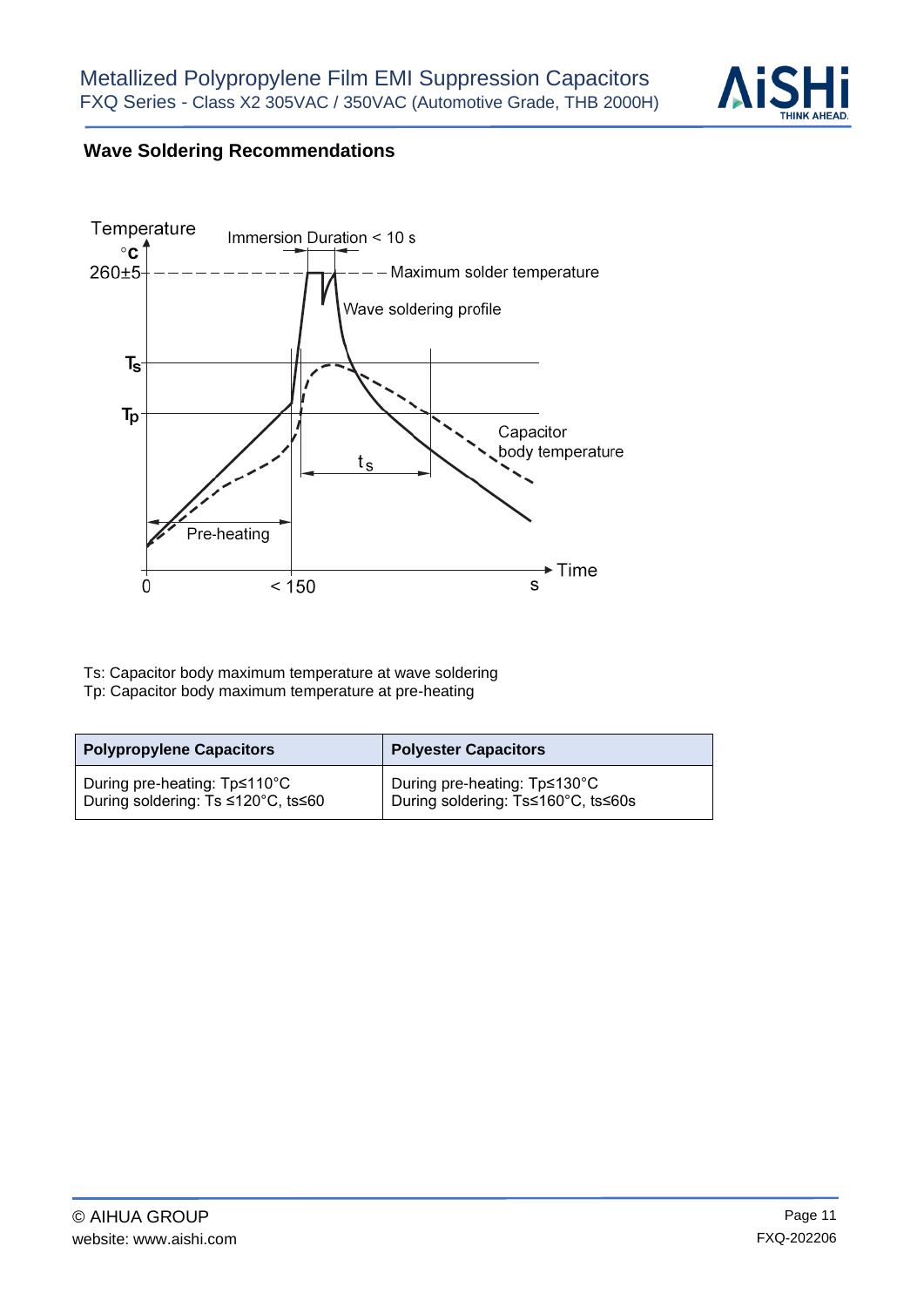## Wave Soldering Recommendations

Ts: Capacitor body maximum temperature at wave soldering
Tp: Capacitor body maximum temperature at pre-heating

| Polypropylene Capacitors | Polyester Capacitors |
| --- | --- |
| During pre-heating: Tp≤110°C<br>During soldering: Ts ≤120°C, ts≤60 | During pre-heating: Tp≤130°C<br>During soldering: Ts≤160°C, ts≤60s |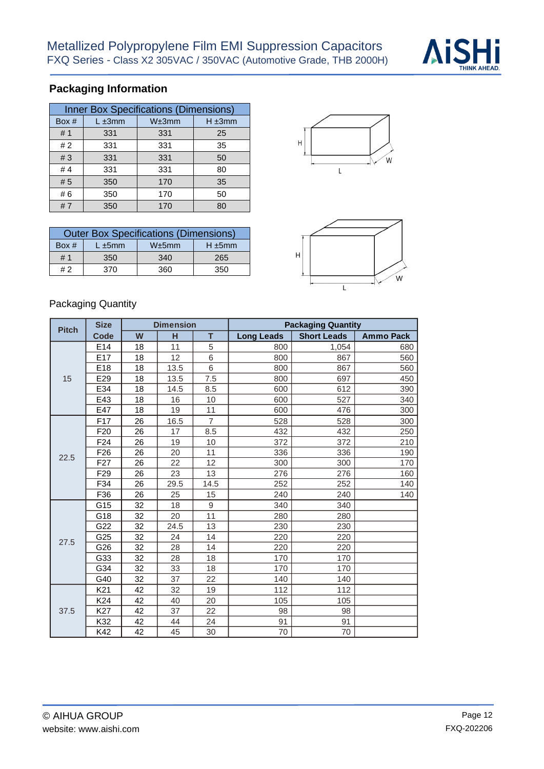## Packaging Information

| Inner Box Specifications (Dimensions) | | | |
|---|---|---|---|
| Box # | L ±3mm | W±3mm | H ±3mm |
| # 1 | 331 | 331 | 25 |
| # 2 | 331 | 331 | 35 |
| # 3 | 331 | 331 | 50 |
| # 4 | 331 | 331 | 80 |
| # 5 | 350 | 170 | 35 |
| # 6 | 350 | 170 | 50 |
| # 7 | 350 | 170 | 80 |

| Outer Box Specifications (Dimensions) | | | |
|---|---|---|---|
| Box # | L ±5mm | W±5mm | H ±5mm |
| # 1 | 350 | 340 | 265 |
| # 2 | 370 | 360 | 350 |

Packaging Quantity

| Pitch | Size Code | Dimension | | | Packaging Quantity | | |
|---|---|---|---|---|---|---|---|
| | | W | H | T | Long Leads | Short Leads | Ammo Pack |
| 15 | E14 | 18 | 11 | 5 | 800 | 1,054 | 680 |
| | E17 | 18 | 12 | 6 | 800 | 867 | 560 |
| | E18 | 18 | 13.5 | 6 | 800 | 867 | 560 |
| | E29 | 18 | 13.5 | 7.5 | 800 | 697 | 450 |
| | E34 | 18 | 14.5 | 8.5 | 600 | 612 | 390 |
| | E43 | 18 | 16 | 10 | 600 | 527 | 340 |
| | E47 | 18 | 19 | 11 | 600 | 476 | 300 |
| 22.5 | F17 | 26 | 16.5 | 7 | 528 | 528 | 300 |
| | F20 | 26 | 17 | 8.5 | 432 | 432 | 250 |
| | F24 | 26 | 19 | 10 | 372 | 372 | 210 |
| | F26 | 26 | 20 | 11 | 336 | 336 | 190 |
| | F27 | 26 | 22 | 12 | 300 | 300 | 170 |
| | F29 | 26 | 23 | 13 | 276 | 276 | 160 |
| | F34 | 26 | 29.5 | 14.5 | 252 | 252 | 140 |
| | F36 | 26 | 25 | 15 | 240 | 240 | 140 |
| 27.5 | G15 | 32 | 18 | 9 | 340 | 340 | |
| | G18 | 32 | 20 | 11 | 280 | 280 | |
| | G22 | 32 | 24.5 | 13 | 230 | 230 | |
| | G25 | 32 | 24 | 14 | 220 | 220 | |
| | G26 | 32 | 28 | 14 | 220 | 220 | |
| | G33 | 32 | 28 | 18 | 170 | 170 | |
| | G34 | 32 | 33 | 18 | 170 | 170 | |
| | G40 | 32 | 37 | 22 | 140 | 140 | |
| 37.5 | K21 | 42 | 32 | 19 | 112 | 112 | |
| | K24 | 42 | 40 | 20 | 105 | 105 | |
| | K27 | 42 | 37 | 22 | 98 | 98 | |
| | K32 | 42 | 44 | 24 | 91 | 91 | |
| | K42 | 42 | 45 | 30 | 70 | 70 | |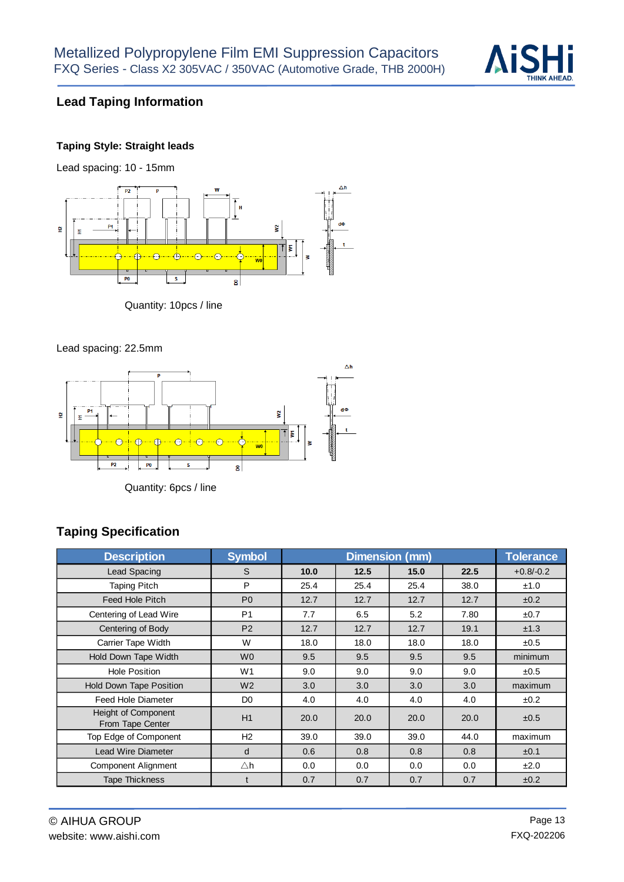## Lead Taping Information

**Taping Style: Straight leads**

Lead spacing: 10 - 15mm

Quantity: 10pcs / line

Lead spacing: 22.5mm

Quantity: 6pcs / line

## Taping Specification

| Description | Symbol | Dimension (mm) | | | | Tolerance |
|---|---|---|---|---|---|---|
| Lead Spacing | S | **10.0** | **12.5** | **15.0** | **22.5** | +0.8/-0.2 |
| Taping Pitch | P | 25.4 | 25.4 | 25.4 | 38.0 | ±1.0 |
| Feed Hole Pitch | P0 | 12.7 | 12.7 | 12.7 | 12.7 | ±0.2 |
| Centering of Lead Wire | P1 | 7.7 | 6.5 | 5.2 | 7.80 | ±0.7 |
| Centering of Body | P2 | 12.7 | 12.7 | 12.7 | 19.1 | ±1.3 |
| Carrier Tape Width | W | 18.0 | 18.0 | 18.0 | 18.0 | ±0.5 |
| Hold Down Tape Width | W0 | 9.5 | 9.5 | 9.5 | 9.5 | minimum |
| Hole Position | W1 | 9.0 | 9.0 | 9.0 | 9.0 | ±0.5 |
| Hold Down Tape Position | W2 | 3.0 | 3.0 | 3.0 | 3.0 | maximum |
| Feed Hole Diameter | D0 | 4.0 | 4.0 | 4.0 | 4.0 | ±0.2 |
| Height of Component From Tape Center | H1 | 20.0 | 20.0 | 20.0 | 20.0 | ±0.5 |
| Top Edge of Component | H2 | 39.0 | 39.0 | 39.0 | 44.0 | maximum |
| Lead Wire Diameter | d | 0.6 | 0.8 | 0.8 | 0.8 | ±0.1 |
| Component Alignment | △h | 0.0 | 0.0 | 0.0 | 0.0 | ±2.0 |
| Tape Thickness | t | 0.7 | 0.7 | 0.7 | 0.7 | ±0.2 |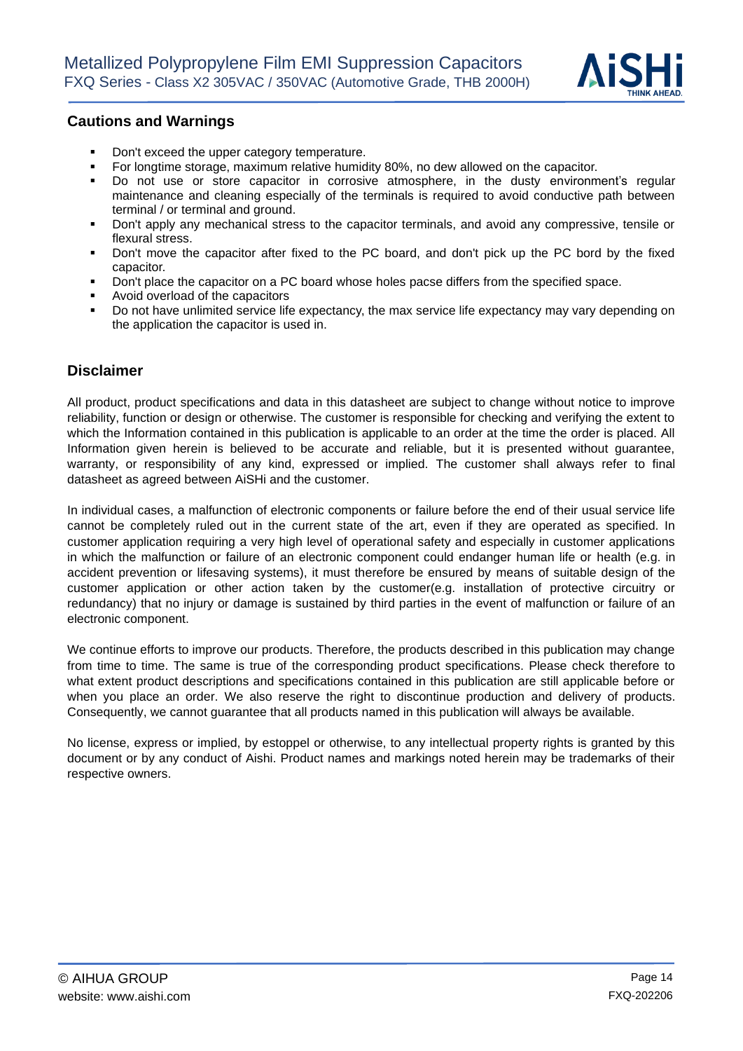## Cautions and Warnings

- Don't exceed the upper category temperature.
- For longtime storage, maximum relative humidity 80%, no dew allowed on the capacitor.
- Do not use or store capacitor in corrosive atmosphere, in the dusty environment's regular maintenance and cleaning especially of the terminals is required to avoid conductive path between terminal / or terminal and ground.
- Don't apply any mechanical stress to the capacitor terminals, and avoid any compressive, tensile or flexural stress.
- Don't move the capacitor after fixed to the PC board, and don't pick up the PC bord by the fixed capacitor.
- Don't place the capacitor on a PC board whose holes pacse differs from the specified space.
- Avoid overload of the capacitors
- Do not have unlimited service life expectancy, the max service life expectancy may vary depending on the application the capacitor is used in.

## Disclaimer

All product, product specifications and data in this datasheet are subject to change without notice to improve reliability, function or design or otherwise. The customer is responsible for checking and verifying the extent to which the Information contained in this publication is applicable to an order at the time the order is placed. All Information given herein is believed to be accurate and reliable, but it is presented without guarantee, warranty, or responsibility of any kind, expressed or implied. The customer shall always refer to final datasheet as agreed between AiSHi and the customer.

In individual cases, a malfunction of electronic components or failure before the end of their usual service life cannot be completely ruled out in the current state of the art, even if they are operated as specified. In customer application requiring a very high level of operational safety and especially in customer applications in which the malfunction or failure of an electronic component could endanger human life or health (e.g. in accident prevention or lifesaving systems), it must therefore be ensured by means of suitable design of the customer application or other action taken by the customer(e.g. installation of protective circuitry or redundancy) that no injury or damage is sustained by third parties in the event of malfunction or failure of an electronic component.

We continue efforts to improve our products. Therefore, the products described in this publication may change from time to time. The same is true of the corresponding product specifications. Please check therefore to what extent product descriptions and specifications contained in this publication are still applicable before or when you place an order. We also reserve the right to discontinue production and delivery of products. Consequently, we cannot guarantee that all products named in this publication will always be available.

No license, express or implied, by estoppel or otherwise, to any intellectual property rights is granted by this document or by any conduct of Aishi. Product names and markings noted herein may be trademarks of their respective owners.